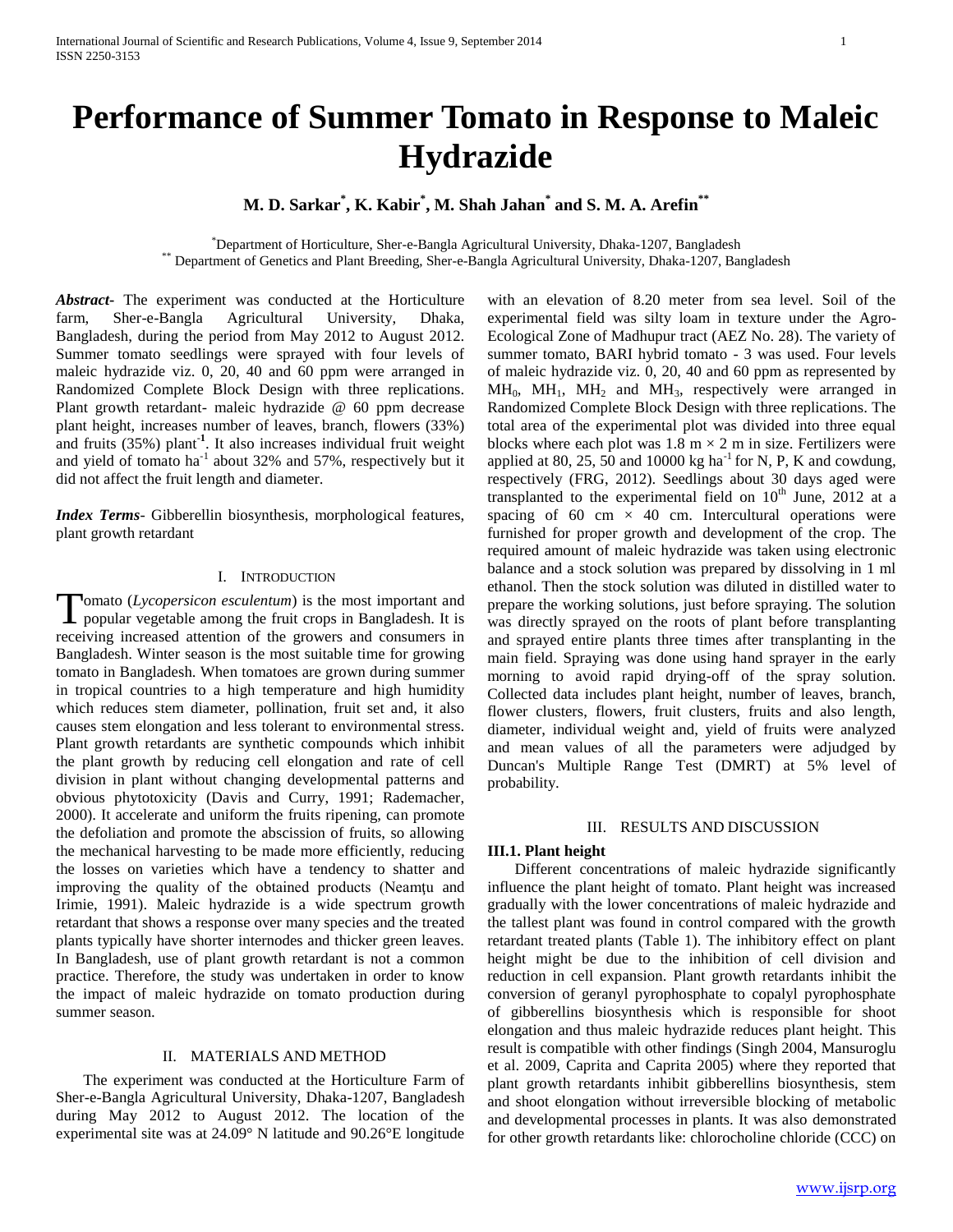# Performance of Summer Tomato in Response to Maleic Hydrazide

**M. D. Sarkar[*], K. Kabir[*], M. Shah Jahan[*] and S. M. A. Arefin[**]**

[*]Department of Horticulture, Sher-e-Bangla Agricultural University, Dhaka-1207, Bangladesh
[**] Department of Genetics and Plant Breeding, Sher-e-Bangla Agricultural University, Dhaka-1207, Bangladesh

***Abstract-*** The experiment was conducted at the Horticulture farm, Sher-e-Bangla Agricultural University, Dhaka, Bangladesh, during the period from May 2012 to August 2012. Summer tomato seedlings were sprayed with four levels of maleic hydrazide viz. 0, 20, 40 and 60 ppm were arranged in Randomized Complete Block Design with three replications. Plant growth retardant- maleic hydrazide @ 60 ppm decrease plant height, increases number of leaves, branch, flowers (33%) and fruits (35%) plant$^{-1}$. It also increases individual fruit weight and yield of tomato ha$^{-1}$ about 32% and 57%, respectively but it did not affect the fruit length and diameter.

***Index Terms*-** Gibberellin biosynthesis, morphological features, plant growth retardant

## I. Introduction

Tomato (*Lycopersicon esculentum*) is the most important and popular vegetable among the fruit crops in Bangladesh. It is receiving increased attention of the growers and consumers in Bangladesh. Winter season is the most suitable time for growing tomato in Bangladesh. When tomatoes are grown during summer in tropical countries to a high temperature and high humidity which reduces stem diameter, pollination, fruit set and, it also causes stem elongation and less tolerant to environmental stress. Plant growth retardants are synthetic compounds which inhibit the plant growth by reducing cell elongation and rate of cell division in plant without changing developmental patterns and obvious phytotoxicity (Davis and Curry, 1991; Rademacher, 2000). It accelerate and uniform the fruits ripening, can promote the defoliation and promote the abscission of fruits, so allowing the mechanical harvesting to be made more efficiently, reducing the losses on varieties which have a tendency to shatter and improving the quality of the obtained products (Neamţu and Irimie, 1991). Maleic hydrazide is a wide spectrum growth retardant that shows a response over many species and the treated plants typically have shorter internodes and thicker green leaves. In Bangladesh, use of plant growth retardant is not a common practice. Therefore, the study was undertaken in order to know the impact of maleic hydrazide on tomato production during summer season.

## II. Materials and Method

The experiment was conducted at the Horticulture Farm of Sher-e-Bangla Agricultural University, Dhaka-1207, Bangladesh during May 2012 to August 2012. The location of the experimental site was at 24.09° N latitude and 90.26°E longitude with an elevation of 8.20 meter from sea level. Soil of the experimental field was silty loam in texture under the Agro-Ecological Zone of Madhupur tract (AEZ No. 28). The variety of summer tomato, BARI hybrid tomato - 3 was used. Four levels of maleic hydrazide viz. 0, 20, 40 and 60 ppm as represented by $MH_0$, $MH_1$, $MH_2$ and $MH_3$, respectively were arranged in Randomized Complete Block Design with three replications. The total area of the experimental plot was divided into three equal blocks where each plot was 1.8 m × 2 m in size. Fertilizers were applied at 80, 25, 50 and 10000 kg ha$^{-1}$ for N, P, K and cowdung, respectively (FRG, 2012). Seedlings about 30 days aged were transplanted to the experimental field on 10$^{th}$ June, 2012 at a spacing of 60 cm × 40 cm. Intercultural operations were furnished for proper growth and development of the crop. The required amount of maleic hydrazide was taken using electronic balance and a stock solution was prepared by dissolving in 1 ml ethanol. Then the stock solution was diluted in distilled water to prepare the working solutions, just before spraying. The solution was directly sprayed on the roots of plant before transplanting and sprayed entire plants three times after transplanting in the main field. Spraying was done using hand sprayer in the early morning to avoid rapid drying-off of the spray solution. Collected data includes plant height, number of leaves, branch, flower clusters, flowers, fruit clusters, fruits and also length, diameter, individual weight and, yield of fruits were analyzed and mean values of all the parameters were adjudged by Duncan's Multiple Range Test (DMRT) at 5% level of probability.

## III. Results and Discussion

### III.1. Plant height

Different concentrations of maleic hydrazide significantly influence the plant height of tomato. Plant height was increased gradually with the lower concentrations of maleic hydrazide and the tallest plant was found in control compared with the growth retardant treated plants (Table 1). The inhibitory effect on plant height might be due to the inhibition of cell division and reduction in cell expansion. Plant growth retardants inhibit the conversion of geranyl pyrophosphate to copalyl pyrophosphate of gibberellins biosynthesis which is responsible for shoot elongation and thus maleic hydrazide reduces plant height. This result is compatible with other findings (Singh 2004, Mansuroglu et al. 2009, Caprita and Caprita 2005) where they reported that plant growth retardants inhibit gibberellins biosynthesis, stem and shoot elongation without irreversible blocking of metabolic and developmental processes in plants. It was also demonstrated for other growth retardants like: chlorocholine chloride (CCC) on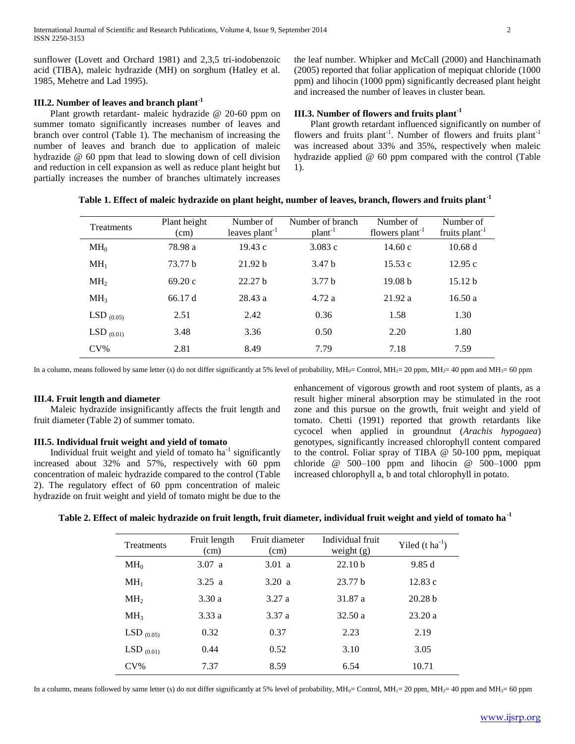sunflower (Lovett and Orchard 1981) and 2,3,5 tri-iodobenzoic acid (TIBA), maleic hydrazide (MH) on sorghum (Hatley et al. 1985, Mehetre and Lad 1995).

### III.2. Number of leaves and branch plant$^{-1}$

Plant growth retardant- maleic hydrazide @ 20-60 ppm on summer tomato significantly increases number of leaves and branch over control (Table 1). The mechanism of increasing the number of leaves and branch due to application of maleic hydrazide @ 60 ppm that lead to slowing down of cell division and reduction in cell expansion as well as reduce plant height but partially increases the number of branches ultimately increases the leaf number. Whipker and McCall (2000) and Hanchinamath (2005) reported that foliar application of mepiquat chloride (1000 ppm) and lihocin (1000 ppm) significantly decreased plant height and increased the number of leaves in cluster bean.

### III.3. Number of flowers and fruits plant$^{-1}$

Plant growth retardant influenced significantly on number of flowers and fruits plant$^{-1}$. Number of flowers and fruits plant$^{-1}$ was increased about 33% and 35%, respectively when maleic hydrazide applied @ 60 ppm compared with the control (Table 1).

**Table 1. Effect of maleic hydrazide on plant height, number of leaves, branch, flowers and fruits plant$^{-1}$**

| Treatments | Plant height (cm) | Number of leaves plant$^{-1}$ | Number of branch plant$^{-1}$ | Number of flowers plant$^{-1}$ | Number of fruits plant$^{-1}$ |
|---|---|---|---|---|---|
| $MH_0$ | 78.98 a | 19.43 c | 3.083 c | 14.60 c | 10.68 d |
| $MH_1$ | 73.77 b | 21.92 b | 3.47 b | 15.53 c | 12.95 c |
| $MH_2$ | 69.20 c | 22.27 b | 3.77 b | 19.08 b | 15.12 b |
| $MH_3$ | 66.17 d | 28.43 a | 4.72 a | 21.92 a | 16.50 a |
| $LSD_{(0.05)}$ | 2.51 | 2.42 | 0.36 | 1.58 | 1.30 |
| $LSD_{(0.01)}$ | 3.48 | 3.36 | 0.50 | 2.20 | 1.80 |
| CV% | 2.81 | 8.49 | 7.79 | 7.18 | 7.59 |

In a column, means followed by same letter (s) do not differ significantly at 5% level of probability, $MH_0$= Control, $MH_1$= 20 ppm, $MH_2$= 40 ppm and $MH_3$= 60 ppm

### III.4. Fruit length and diameter

Maleic hydrazide insignificantly affects the fruit length and fruit diameter (Table 2) of summer tomato.

### III.5. Individual fruit weight and yield of tomato

Individual fruit weight and yield of tomato ha$^{-1}$ significantly increased about 32% and 57%, respectively with 60 ppm concentration of maleic hydrazide compared to the control (Table 2). The regulatory effect of 60 ppm concentration of maleic hydrazide on fruit weight and yield of tomato might be due to the enhancement of vigorous growth and root system of plants, as a result higher mineral absorption may be stimulated in the root zone and this pursue on the growth, fruit weight and yield of tomato. Chetti (1991) reported that growth retardants like cycocel when applied in groundnut (*Arachis hypogaea*) genotypes, significantly increased chlorophyll content compared to the control. Foliar spray of TIBA @ 50-100 ppm, mepiquat chloride @ 500–100 ppm and lihocin @ 500–1000 ppm increased chlorophyll a, b and total chlorophyll in potato.

**Table 2. Effect of maleic hydrazide on fruit length, fruit diameter, individual fruit weight and yield of tomato ha$^{-1}$**

| Treatments | Fruit length (cm) | Fruit diameter (cm) | Individual fruit weight (g) | Yiled (t ha$^{-1}$) |
|---|---|---|---|---|
| $MH_0$ | 3.07 a | 3.01 a | 22.10 b | 9.85 d |
| $MH_1$ | 3.25 a | 3.20 a | 23.77 b | 12.83 c |
| $MH_2$ | 3.30 a | 3.27 a | 31.87 a | 20.28 b |
| $MH_3$ | 3.33 a | 3.37 a | 32.50 a | 23.20 a |
| $LSD_{(0.05)}$ | 0.32 | 0.37 | 2.23 | 2.19 |
| $LSD_{(0.01)}$ | 0.44 | 0.52 | 3.10 | 3.05 |
| CV% | 7.37 | 8.59 | 6.54 | 10.71 |

In a column, means followed by same letter (s) do not differ significantly at 5% level of probability, $MH_0$= Control, $MH_1$= 20 ppm, $MH_2$= 40 ppm and $MH_3$= 60 ppm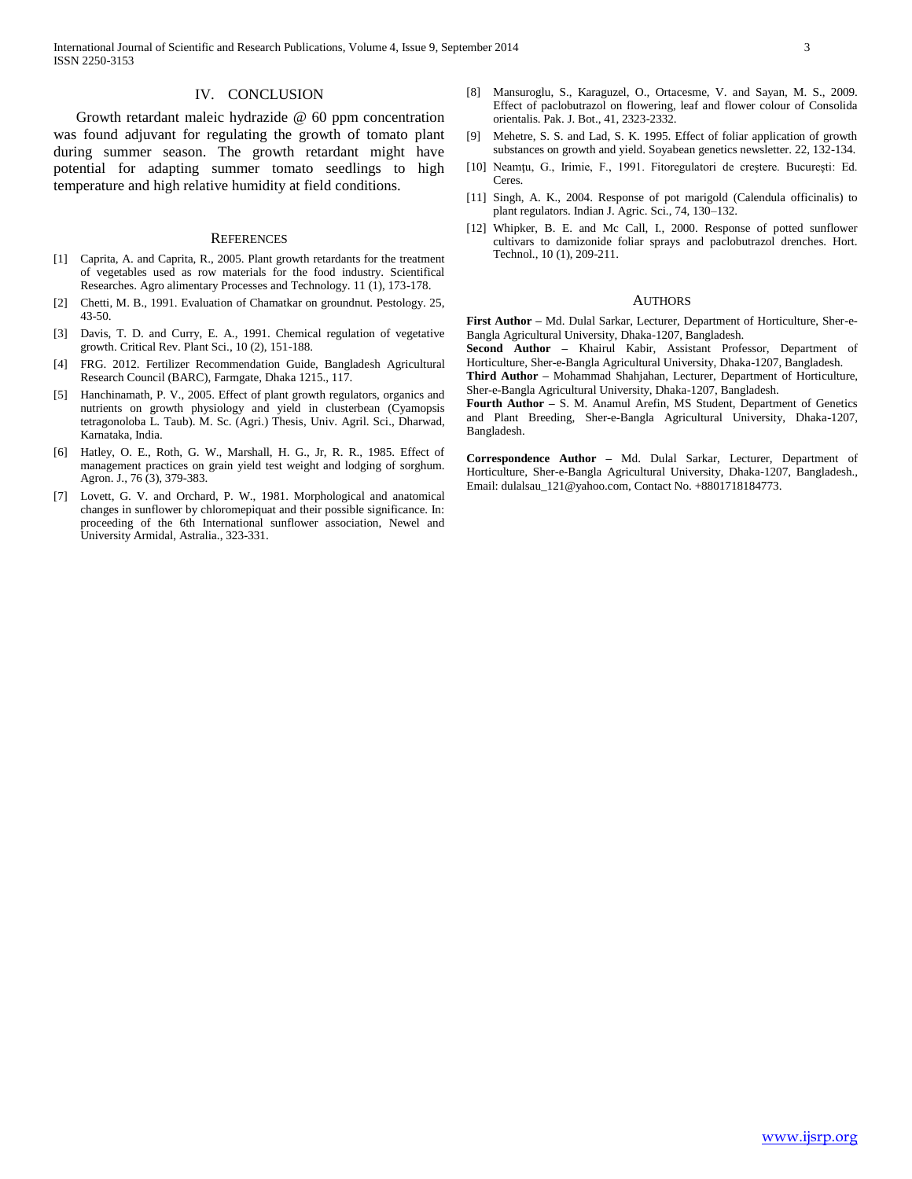## IV. CONCLUSION

Growth retardant maleic hydrazide @ 60 ppm concentration was found adjuvant for regulating the growth of tomato plant during summer season. The growth retardant might have potential for adapting summer tomato seedlings to high temperature and high relative humidity at field conditions.

## REFERENCES

[1] Caprita, A. and Caprita, R., 2005. Plant growth retardants for the treatment of vegetables used as row materials for the food industry. Scientifical Researches. Agro alimentary Processes and Technology. 11 (1), 173-178.

[2] Chetti, M. B., 1991. Evaluation of Chamatkar on groundnut. Pestology. 25, 43-50.

[3] Davis, T. D. and Curry, E. A., 1991. Chemical regulation of vegetative growth. Critical Rev. Plant Sci., 10 (2), 151-188.

[4] FRG. 2012. Fertilizer Recommendation Guide, Bangladesh Agricultural Research Council (BARC), Farmgate, Dhaka 1215., 117.

[5] Hanchinamath, P. V., 2005. Effect of plant growth regulators, organics and nutrients on growth physiology and yield in clusterbean (Cyamopsis tetragonoloba L. Taub). M. Sc. (Agri.) Thesis, Univ. Agril. Sci., Dharwad, Karnataka, India.

[6] Hatley, O. E., Roth, G. W., Marshall, H. G., Jr, R. R., 1985. Effect of management practices on grain yield test weight and lodging of sorghum. Agron. J., 76 (3), 379-383.

[7] Lovett, G. V. and Orchard, P. W., 1981. Morphological and anatomical changes in sunflower by chloromepiquat and their possible significance. In: proceeding of the 6th International sunflower association, Newel and University Armidal, Astralia., 323-331.

[8] Mansuroglu, S., Karaguzel, O., Ortacesme, V. and Sayan, M. S., 2009. Effect of paclobutrazol on flowering, leaf and flower colour of Consolida orientalis. Pak. J. Bot., 41, 2323-2332.

[9] Mehetre, S. S. and Lad, S. K. 1995. Effect of foliar application of growth substances on growth and yield. Soyabean genetics newsletter. 22, 132-134.

[10] Neamţu, G., Irimie, F., 1991. Fitoregulatori de creştere. Bucureşti: Ed. Ceres.

[11] Singh, A. K., 2004. Response of pot marigold (Calendula officinalis) to plant regulators. Indian J. Agric. Sci., 74, 130–132.

[12] Whipker, B. E. and Mc Call, I., 2000. Response of potted sunflower cultivars to damizonide foliar sprays and paclobutrazol drenches. Hort. Technol., 10 (1), 209-211.

## AUTHORS

**First Author** – Md. Dulal Sarkar, Lecturer, Department of Horticulture, Sher-e-Bangla Agricultural University, Dhaka-1207, Bangladesh.

**Second Author** – Khairul Kabir, Assistant Professor, Department of Horticulture, Sher-e-Bangla Agricultural University, Dhaka-1207, Bangladesh.

**Third Author** – Mohammad Shahjahan, Lecturer, Department of Horticulture, Sher-e-Bangla Agricultural University, Dhaka-1207, Bangladesh.

**Fourth Author** – S. M. Anamul Arefin, MS Student, Department of Genetics and Plant Breeding, Sher-e-Bangla Agricultural University, Dhaka-1207, Bangladesh.

**Correspondence Author** – Md. Dulal Sarkar, Lecturer, Department of Horticulture, Sher-e-Bangla Agricultural University, Dhaka-1207, Bangladesh., Email: dulalsau_121@yahoo.com, Contact No. +8801718184773.